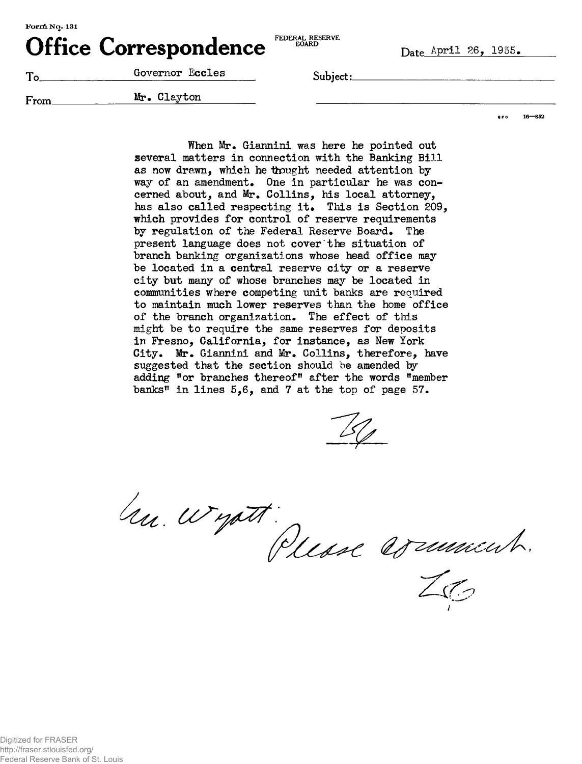Form No. 131

# Office Correspondence

FEDERAL RESERVE BOARD

Date April 26, 1935.

To Governor Eccles

From Mr. Clayton

Subject:

When Mr. Giannini was here he pointed out several matters in connection with the Banking Bill as now drawn, which he thought needed attention by way of an amendment. One in particular he was concerned about, and Mr. Collins, his local attorney, has also called respecting it. This is Section 209, which provides for control of reserve requirements by regulation of the Federal Reserve Board. The present language does not cover the situation of branch banking organizations whose head office may be located in a central reserve city or a reserve city but many of whose branches may be located in communities where competing unit banks are required to maintain much lower reserves than the home office of the branch organization. The effect of this might be to require the same reserves for deposits in Fresno, California, for instance, as New York City. Mr. Giannini and Mr. Collins, therefore, have suggested that the section should be amended by adding "or branches thereof" after the words "member banks" in lines 5,6, and 7 at the top of page 57.

LC

Mr. Wyatt: Please comment.

ME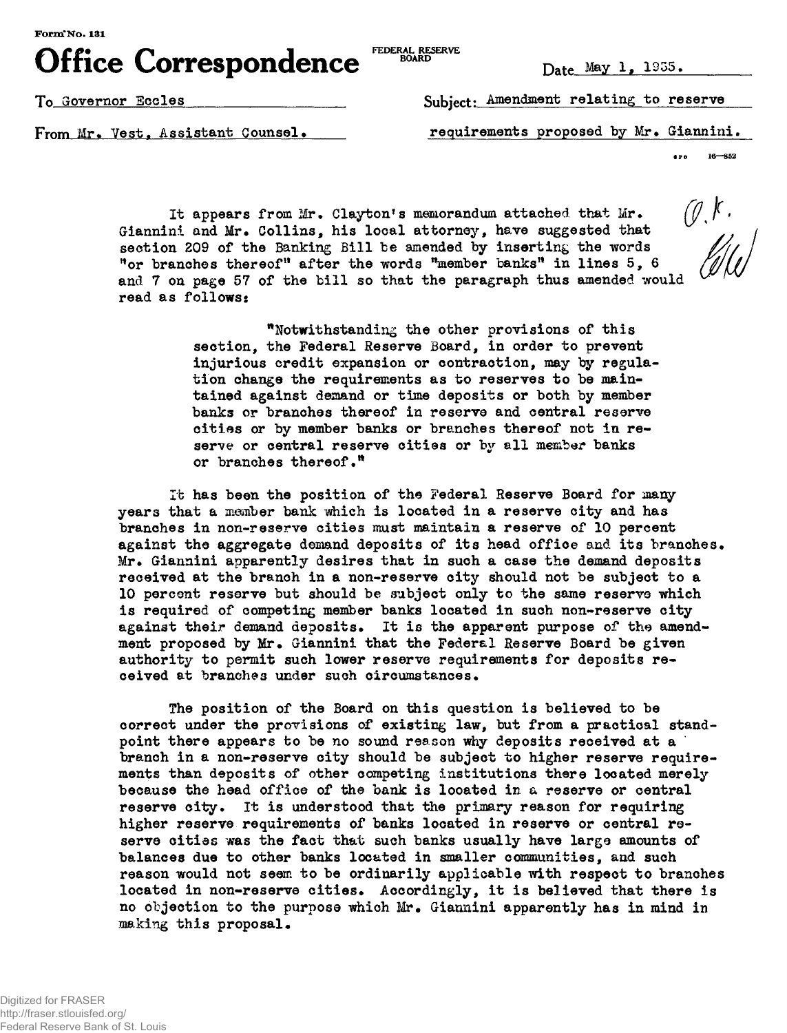Form No. 131

# Office Correspondence

FEDERAL RESERVE BOARD

Date May 1, 1935.

To Governor Eccles

From Mr. Vest, Assistant Counsel.

Subject: Amendment relating to reserve requirements proposed by Mr. Giannini.

O.K. EW

It appears from Mr. Clayton's memorandum attached that Mr. Giannini and Mr. Collins, his local attorney, have suggested that section 209 of the Banking Bill be amended by inserting the words "or branches thereof" after the words "member banks" in lines 5, 6 and 7 on page 57 of the bill so that the paragraph thus amended would read as follows:

> "Notwithstanding the other provisions of this section, the Federal Reserve Board, in order to prevent injurious credit expansion or contraction, may by regulation change the requirements as to reserves to be maintained against demand or time deposits or both by member banks or branches thereof in reserve and central reserve cities or by member banks or branches thereof not in reserve or central reserve cities or by all member banks or branches thereof."

It has been the position of the Federal Reserve Board for many years that a member bank which is located in a reserve city and has branches in non-reserve cities must maintain a reserve of 10 percent against the aggregate demand deposits of its head office and its branches. Mr. Giannini apparently desires that in such a case the demand deposits received at the branch in a non-reserve city should not be subject to a 10 percent reserve but should be subject only to the same reserve which is required of competing member banks located in such non-reserve city against their demand deposits. It is the apparent purpose of the amendment proposed by Mr. Giannini that the Federal Reserve Board be given authority to permit such lower reserve requirements for deposits received at branches under such circumstances.

The position of the Board on this question is believed to be correct under the provisions of existing law, but from a practical standpoint there appears to be no sound reason why deposits received at a branch in a non-reserve city should be subject to higher reserve requirements than deposits of other competing institutions there located merely because the head office of the bank is located in a reserve or central reserve city. It is understood that the primary reason for requiring higher reserve requirements of banks located in reserve or central reserve cities was the fact that such banks usually have large amounts of balances due to other banks located in smaller communities, and such reason would not seem to be ordinarily applicable with respect to branches located in non-reserve cities. Accordingly, it is believed that there is no objection to the purpose which Mr. Giannini apparently has in mind in making this proposal.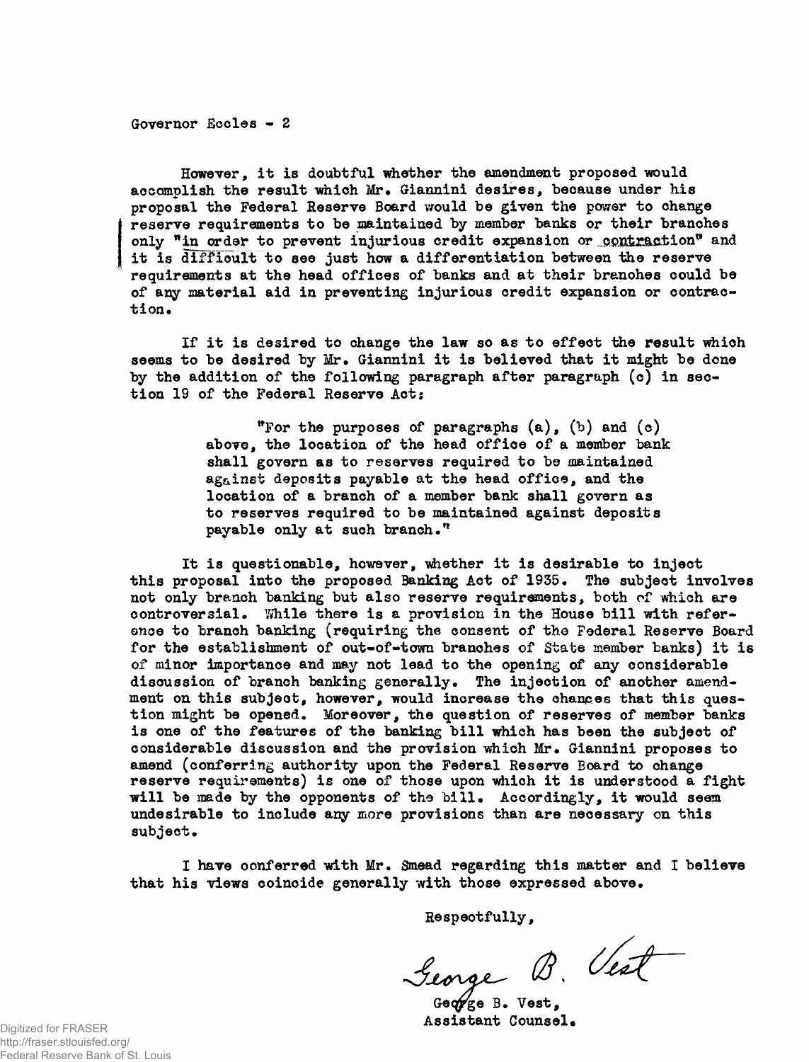However, it is doubtful whether the amendment proposed would accomplish the result which Mr. Giannini desires, because under his proposal the Federal Reserve Board would be given the power to change reserve requirements to be maintained by member banks or their branches only "in order to prevent injurious credit expansion or contraction" and it is difficult to see just how a differentiation between the reserve requirements at the head offices of banks and at their branches could be of any material aid in preventing injurious credit expansion or contraction.

If it is desired to change the law so as to effect the result which seems to be desired by Mr. Giannini it is believed that it might be done by the addition of the following paragraph after paragraph (c) in section 19 of the Federal Reserve Act:

> "For the purposes of paragraphs (a), (b) and (c) above, the location of the head office of a member bank shall govern as to reserves required to be maintained against deposits payable at the head office, and the location of a branch of a member bank shall govern as to reserves required to be maintained against deposits payable only at such branch."

It is questionable, however, whether it is desirable to inject this proposal into the proposed Banking Act of 1935. The subject involves not only branch banking but also reserve requirements, both of which are controversial. While there is a provision in the House bill with reference to branch banking (requiring the consent of the Federal Reserve Board for the establishment of out-of-town branches of State member banks) it is of minor importance and may not lead to the opening of any considerable discussion of branch banking generally. The injection of another amendment on this subject, however, would increase the chances that this question might be opened. Moreover, the question of reserves of member banks is one of the features of the banking bill which has been the subject of considerable discussion and the provision which Mr. Giannini proposes to amend (conferring authority upon the Federal Reserve Board to change reserve requirements) is one of those upon which it is understood a fight will be made by the opponents of the bill. Accordingly, it would seem undesirable to include any more provisions than are necessary on this subject.

I have conferred with Mr. Smead regarding this matter and I believe that his views coincide generally with those expressed above.

Respectfully,

George B. Vest

George B. Vest,
Assistant Counsel.